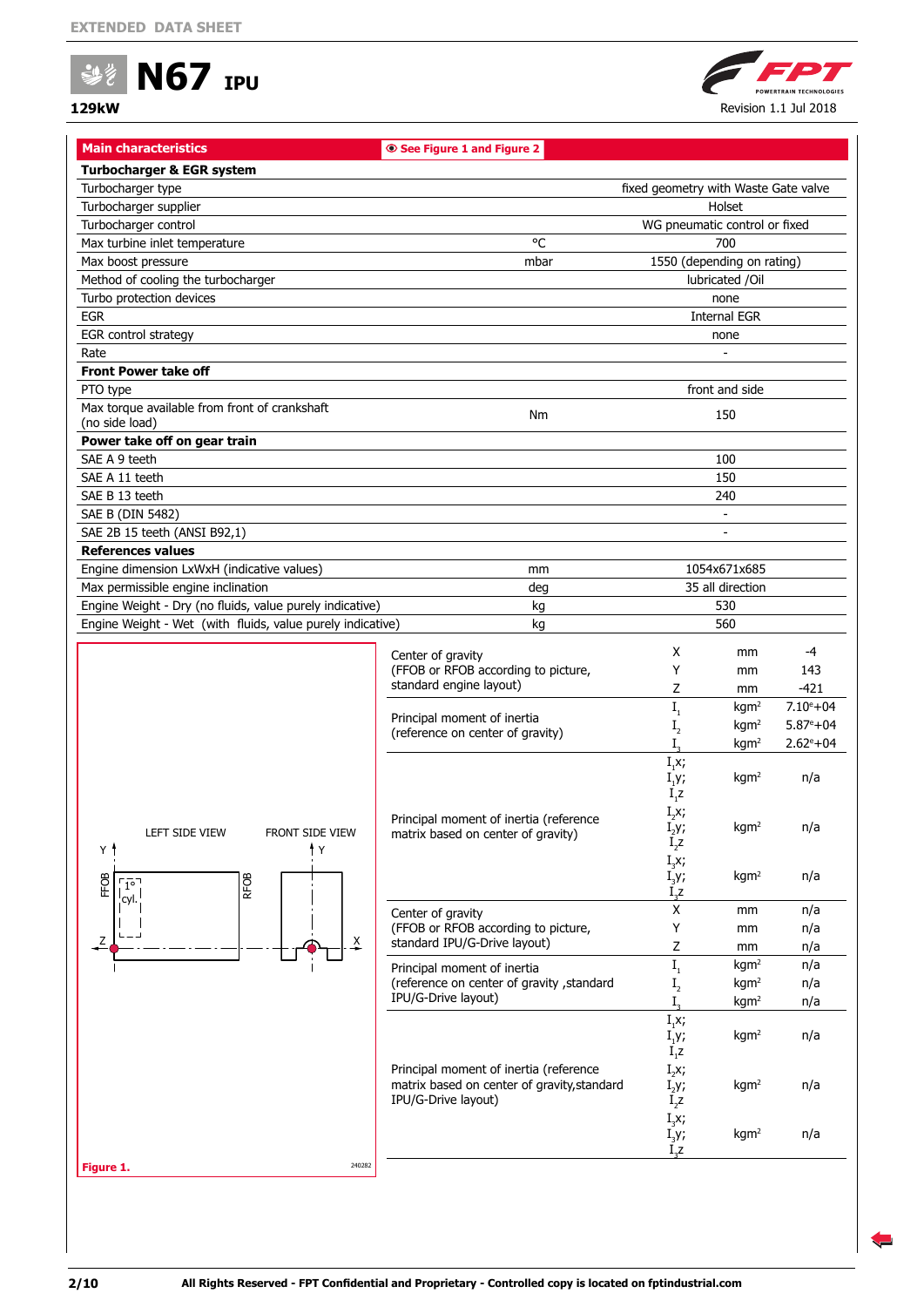EXTENDED DATA SHEET

# N67 IPU

**129kW**

Revision 1.1 Jul 2018

| Main characteristics | See Figure 1 and Figure 2 | |
|---|---|---|
| **Turbocharger & EGR system** | | |
| Turbocharger type | | fixed geometry with Waste Gate valve |
| Turbocharger supplier | | Holset |
| Turbocharger control | | WG pneumatic control or fixed |
| Max turbine inlet temperature | °C | 700 |
| Max boost pressure | mbar | 1550 (depending on rating) |
| Method of cooling the turbocharger | | lubricated /Oil |
| Turbo protection devices | | none |
| EGR | | Internal EGR |
| EGR control strategy | | none |
| Rate | | - |
| **Front Power take off** | | |
| PTO type | | front and side |
| Max torque available from front of crankshaft (no side load) | Nm | 150 |
| **Power take off on gear train** | | |
| SAE A 9 teeth | | 100 |
| SAE A 11 teeth | | 150 |
| SAE B 13 teeth | | 240 |
| SAE B (DIN 5482) | | - |
| SAE 2B 15 teeth (ANSI B92,1) | | - |
| **References values** | | |
| Engine dimension LxWxH (indicative values) | mm | 1054x671x685 |
| Max permissible engine inclination | deg | 35 all direction |
| Engine Weight - Dry (no fluids, value purely indicative) | kg | 530 |
| Engine Weight - Wet (with fluids, value purely indicative) | kg | 560 |

LEFT SIDE VIEW — FRONT SIDE VIEW (FFOB, RFOB, 1° cyl., axes X, Y, Z)

**Figure 1.**

| Parameter | Axis | Unit | Value |
|---|---|---|---|
| Center of gravity (FFOB or RFOB according to picture, standard engine layout) | X | mm | -4 |
| | Y | mm | 143 |
| | Z | mm | -421 |
| Principal moment of inertia (reference on center of gravity) | $I_1$ | kgm² | 7.10e+04 |
| | $I_2$ | kgm² | 5.87e+04 |
| | $I_3$ | kgm² | 2.62e+04 |
| Principal moment of inertia (reference matrix based on center of gravity) | $I_1x; I_1y; I_1z$ | kgm² | n/a |
| | $I_2x; I_2y; I_2z$ | kgm² | n/a |
| | $I_3x; I_3y; I_3z$ | kgm² | n/a |
| Center of gravity (FFOB or RFOB according to picture, standard IPU/G-Drive layout) | X | mm | n/a |
| | Y | mm | n/a |
| | Z | mm | n/a |
| Principal moment of inertia (reference on center of gravity ,standard IPU/G-Drive layout) | $I_1$ | kgm² | n/a |
| | $I_2$ | kgm² | n/a |
| | $I_3$ | kgm² | n/a |
| Principal moment of inertia (reference matrix based on center of gravity,standard IPU/G-Drive layout) | $I_1x; I_1y; I_1z$ | kgm² | n/a |
| | $I_2x; I_2y; I_2z$ | kgm² | n/a |
| | $I_3x; I_3y; I_3z$ | kgm² | n/a |

All Rights Reserved - FPT Confidential and Proprietary - Controlled copy is located on fptindustrial.com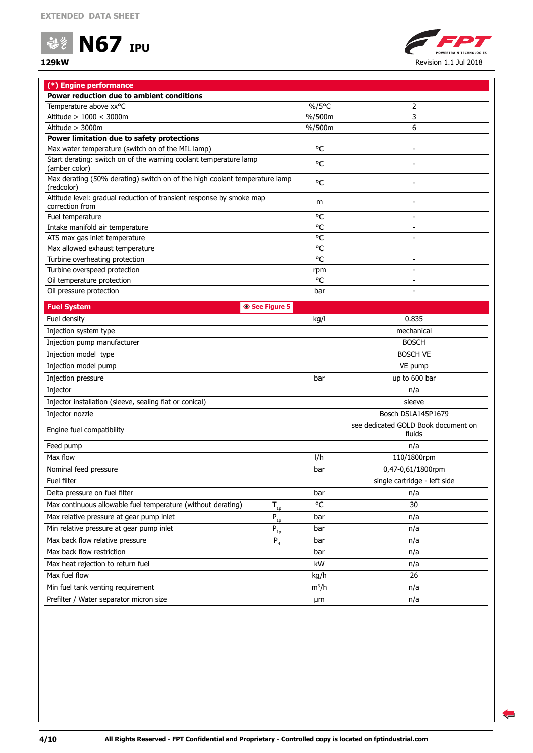| (*) Engine performance | | |
|---|---|---|
| **Power reduction due to ambient conditions** | | |
| Temperature above xx°C | %/5°C | 2 |
| Altitude > 1000 < 3000m | %/500m | 3 |
| Altitude > 3000m | %/500m | 6 |
| **Power limitation due to safety protections** | | |
| Max water temperature (switch on of the MIL lamp) | °C | - |
| Start derating: switch on of the warning coolant temperature lamp (amber color) | °C | - |
| Max derating (50% derating) switch on of the high coolant temperature lamp (redcolor) | °C | - |
| Altitude level: gradual reduction of transient response by smoke map correction from | m | - |
| Fuel temperature | °C | - |
| Intake manifold air temperature | °C | - |
| ATS max gas inlet temperature | °C | - |
| Max allowed exhaust temperature | °C | |
| Turbine overheating protection | °C | - |
| Turbine overspeed protection | rpm | - |
| Oil temperature protection | °C | - |
| Oil pressure protection | bar | - |

| Fuel System (See Figure 5) | | | |
|---|---|---|---|
| Fuel density | | kg/l | 0.835 |
| Injection system type | | | mechanical |
| Injection pump manufacturer | | | BOSCH |
| Injection model type | | | BOSCH VE |
| Injection model pump | | | VE pump |
| Injection pressure | | bar | up to 600 bar |
| Injector | | | n/a |
| Injector installation (sleeve, sealing flat or conical) | | | sleeve |
| Injector nozzle | | | Bosch DSLA145P1679 |
| Engine fuel compatibility | | | see dedicated GOLD Book document on fluids |
| Feed pump | | | n/a |
| Max flow | | l/h | 110/1800rpm |
| Nominal feed pressure | | bar | 0,47-0,61/1800rpm |
| Fuel filter | | | single cartridge - left side |
| Delta pressure on fuel filter | | bar | n/a |
| Max continuous allowable fuel temperature (without derating) | $T_{1p}$ | °C | 30 |
| Max relative pressure at gear pump inlet | $P_{1p}$ | bar | n/a |
| Min relative pressure at gear pump inlet | $P_{1p}$ | bar | n/a |
| Max back flow relative pressure | $P_{rl}$ | bar | n/a |
| Max back flow restriction | | bar | n/a |
| Max heat rejection to return fuel | | kW | n/a |
| Max fuel flow | | kg/h | 26 |
| Min fuel tank venting requirement | | $m^3/h$ | n/a |
| Prefilter / Water separator micron size | | µm | n/a |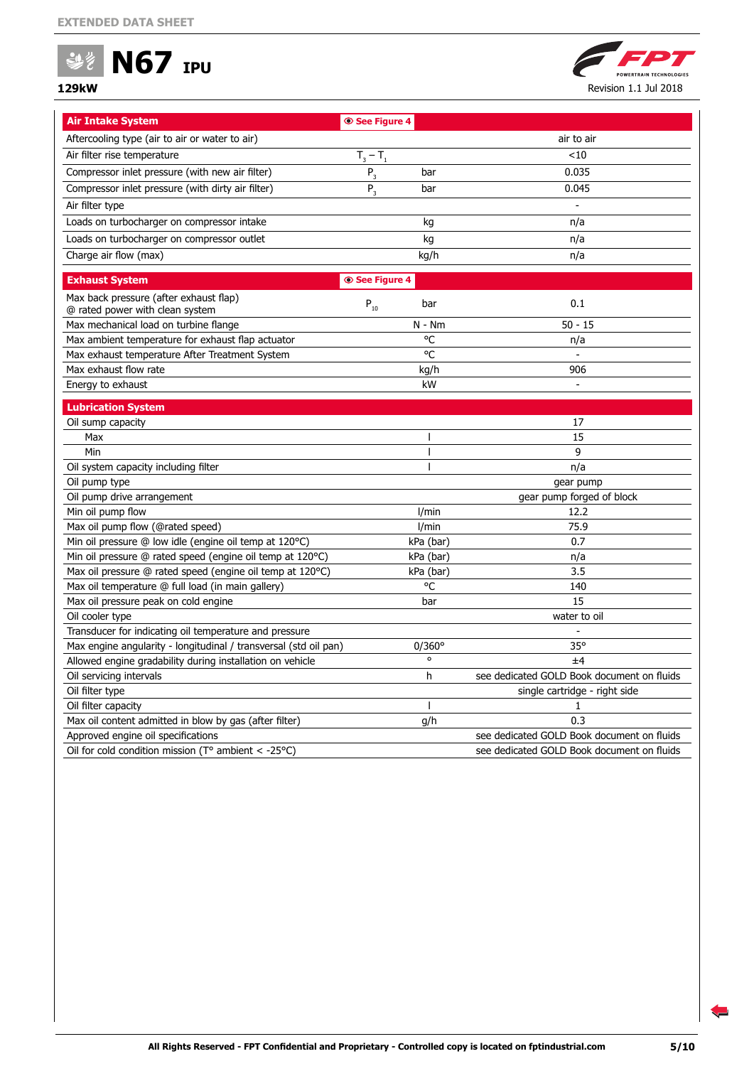**EXTENDED DATA SHEET**

# N67 IPU

**129kW**

Revision 1.1 Jul 2018

| **Air Intake System** | **See Figure 4** | | |
|---|---|---|---|
| Aftercooling type (air to air or water to air) | | | air to air |
| Air filter rise temperature | $T_3 - T_1$ | | <10 |
| Compressor inlet pressure (with new air filter) | $P_3$ | bar | 0.035 |
| Compressor inlet pressure (with dirty air filter) | $P_3$ | bar | 0.045 |
| Air filter type | | | - |
| Loads on turbocharger on compressor intake | | kg | n/a |
| Loads on turbocharger on compressor outlet | | kg | n/a |
| Charge air flow (max) | | kg/h | n/a |

| **Exhaust System** | **See Figure 4** | | |
|---|---|---|---|
| Max back pressure (after exhaust flap) @ rated power with clean system | $P_{10}$ | bar | 0.1 |
| Max mechanical load on turbine flange | | N - Nm | 50 - 15 |
| Max ambient temperature for exhaust flap actuator | | °C | n/a |
| Max exhaust temperature After Treatment System | | °C | - |
| Max exhaust flow rate | | kg/h | 906 |
| Energy to exhaust | | kW | - |

| **Lubrication System** | | |
|---|---|---|
| Oil sump capacity | | 17 |
| Max | l | 15 |
| Min | l | 9 |
| Oil system capacity including filter | l | n/a |
| Oil pump type | | gear pump |
| Oil pump drive arrangement | | gear pump forged of block |
| Min oil pump flow | l/min | 12.2 |
| Max oil pump flow (@rated speed) | l/min | 75.9 |
| Min oil pressure @ low idle (engine oil temp at 120°C) | kPa (bar) | 0.7 |
| Min oil pressure @ rated speed (engine oil temp at 120°C) | kPa (bar) | n/a |
| Max oil pressure @ rated speed (engine oil temp at 120°C) | kPa (bar) | 3.5 |
| Max oil temperature @ full load (in main gallery) | °C | 140 |
| Max oil pressure peak on cold engine | bar | 15 |
| Oil cooler type | | water to oil |
| Transducer for indicating oil temperature and pressure | | - |
| Max engine angularity - longitudinal / transversal (std oil pan) | 0/360° | 35° |
| Allowed engine gradability during installation on vehicle | ° | ±4 |
| Oil servicing intervals | h | see dedicated GOLD Book document on fluids |
| Oil filter type | | single cartridge - right side |
| Oil filter capacity | l | 1 |
| Max oil content admitted in blow by gas (after filter) | g/h | 0.3 |
| Approved engine oil specifications | | see dedicated GOLD Book document on fluids |
| Oil for cold condition mission (T° ambient < -25°C) | | see dedicated GOLD Book document on fluids |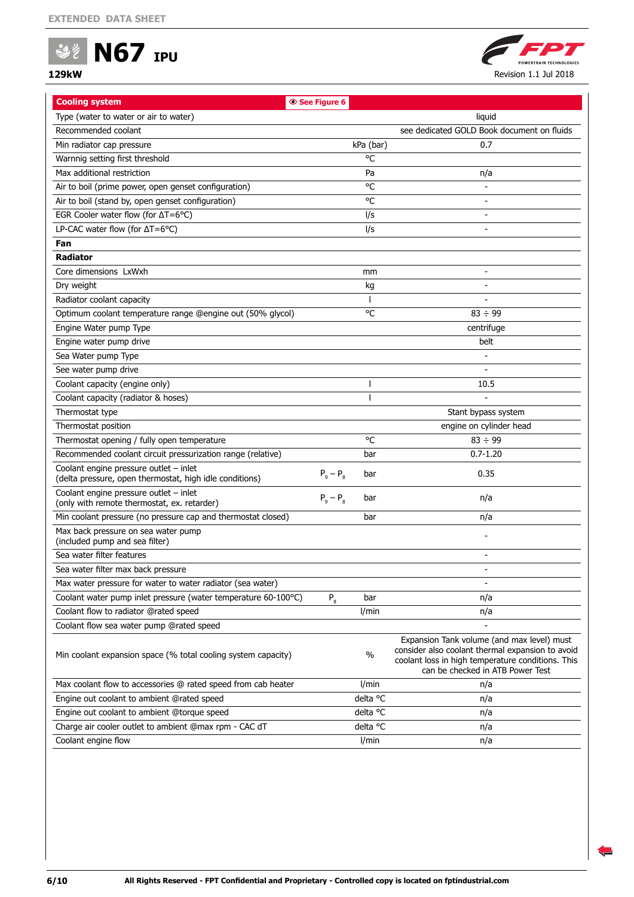**EXTENDED DATA SHEET**

# N67 IPU

**129kW**

Revision 1.1 Jul 2018

| Cooling system | See Figure 6 | | |
|---|---|---|---|
| Type (water to water or air to water) | | | liquid |
| Recommended coolant | | | see dedicated GOLD Book document on fluids |
| Min radiator cap pressure | | kPa (bar) | 0.7 |
| Warnnig setting first threshold | | °C | |
| Max additional restriction | | Pa | n/a |
| Air to boil (prime power, open genset configuration) | | °C | - |
| Air to boil (stand by, open genset configuration) | | °C | - |
| EGR Cooler water flow (for ΔT=6°C) | | l/s | - |
| LP-CAC water flow (for ΔT=6°C) | | l/s | - |
| **Fan** | | | |
| **Radiator** | | | |
| Core dimensions LxWxh | | mm | - |
| Dry weight | | kg | - |
| Radiator coolant capacity | | l | - |
| Optimum coolant temperature range @engine out (50% glycol) | | °C | 83 ÷ 99 |
| Engine Water pump Type | | | centrifuge |
| Engine water pump drive | | | belt |
| Sea Water pump Type | | | - |
| See water pump drive | | | - |
| Coolant capacity (engine only) | | l | 10.5 |
| Coolant capacity (radiator & hoses) | | l | - |
| Thermostat type | | | Stant bypass system |
| Thermostat position | | | engine on cylinder head |
| Thermostat opening / fully open temperature | | °C | 83 ÷ 99 |
| Recommended coolant circuit pressurization range (relative) | | bar | 0.7-1.20 |
| Coolant engine pressure outlet – inlet (delta pressure, open thermostat, high idle conditions) | $P_9 - P_8$ | bar | 0.35 |
| Coolant engine pressure outlet – inlet (only with remote thermostat, ex. retarder) | $P_9 - P_8$ | bar | n/a |
| Min coolant pressure (no pressure cap and thermostat closed) | | bar | n/a |
| Max back pressure on sea water pump (included pump and sea filter) | | | - |
| Sea water filter features | | | - |
| Sea water filter max back pressure | | | - |
| Max water pressure for water to water radiator (sea water) | | | - |
| Coolant water pump inlet pressure (water temperature 60-100°C) | $P_8$ | bar | n/a |
| Coolant flow to radiator @rated speed | | l/min | n/a |
| Coolant flow sea water pump @rated speed | | | - |
| Min coolant expansion space (% total cooling system capacity) | | % | Expansion Tank volume (and max level) must consider also coolant thermal expansion to avoid coolant loss in high temperature conditions. This can be checked in ATB Power Test |
| Max coolant flow to accessories @ rated speed from cab heater | | l/min | n/a |
| Engine out coolant to ambient @rated speed | | delta °C | n/a |
| Engine out coolant to ambient @torque speed | | delta °C | n/a |
| Charge air cooler outlet to ambient @max rpm - CAC dT | | delta °C | n/a |
| Coolant engine flow | | l/min | n/a |

All Rights Reserved - FPT Confidential and Proprietary - Controlled copy is located on fptindustrial.com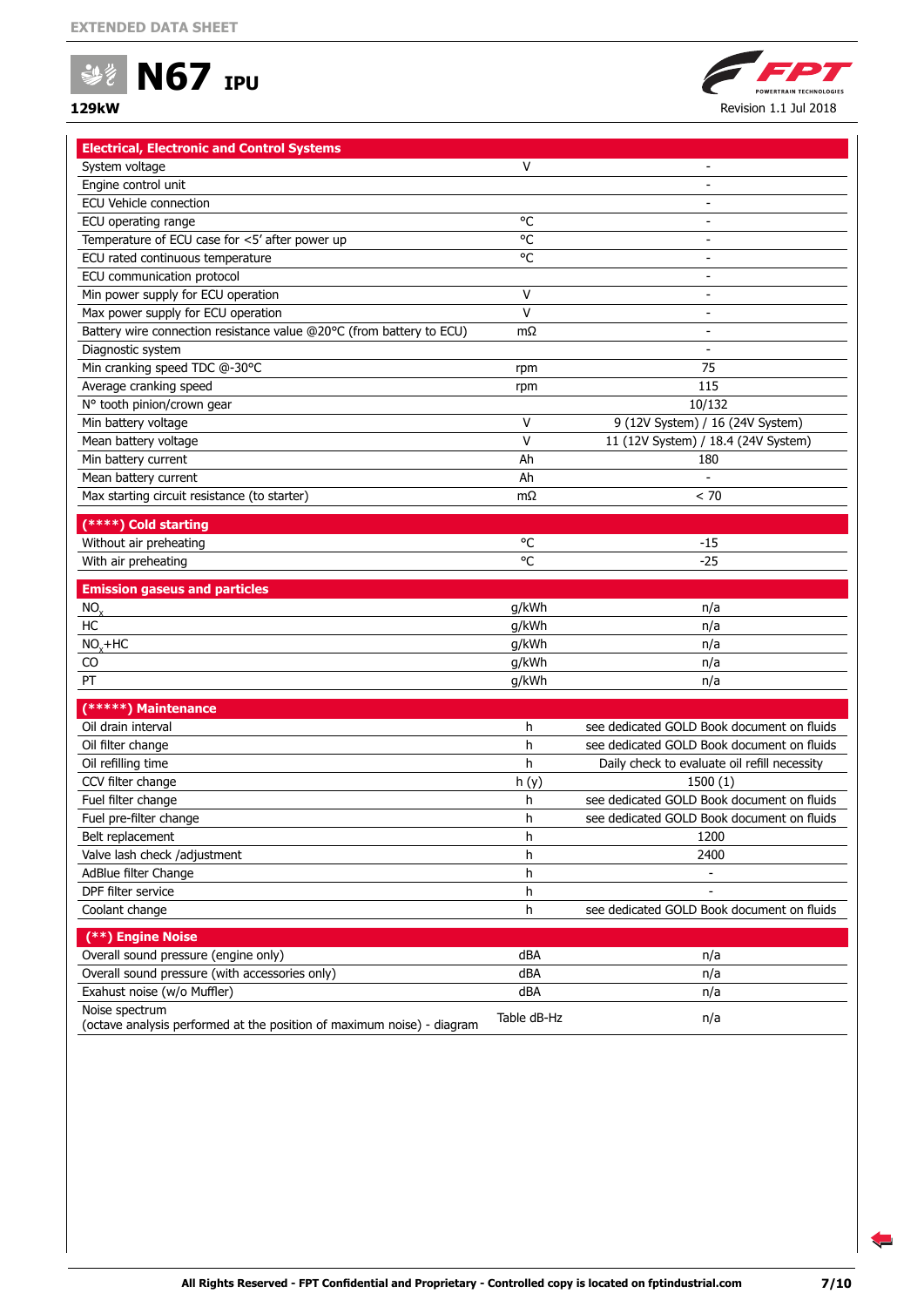EXTENDED DATA SHEET

# N67 IPU

**129kW**

Revision 1.1 Jul 2018

| Electrical, Electronic and Control Systems | | |
|---|---|---|
| System voltage | V | - |
| Engine control unit | | - |
| ECU Vehicle connection | | - |
| ECU operating range | °C | - |
| Temperature of ECU case for <5' after power up | °C | - |
| ECU rated continuous temperature | °C | - |
| ECU communication protocol | | - |
| Min power supply for ECU operation | V | - |
| Max power supply for ECU operation | V | - |
| Battery wire connection resistance value @20°C (from battery to ECU) | mΩ | - |
| Diagnostic system | | - |
| Min cranking speed TDC @-30°C | rpm | 75 |
| Average cranking speed | rpm | 115 |
| N° tooth pinion/crown gear | | 10/132 |
| Min battery voltage | V | 9 (12V System) / 16 (24V System) |
| Mean battery voltage | V | 11 (12V System) / 18.4 (24V System) |
| Min battery current | Ah | 180 |
| Mean battery current | Ah | - |
| Max starting circuit resistance (to starter) | mΩ | < 70 |

| (****) Cold starting | | |
|---|---|---|
| Without air preheating | °C | -15 |
| With air preheating | °C | -25 |

| Emission gaseus and particles | | |
|---|---|---|
| $NO_x$ | g/kWh | n/a |
| HC | g/kWh | n/a |
| $NO_x$+HC | g/kWh | n/a |
| CO | g/kWh | n/a |
| PT | g/kWh | n/a |

| (*****) Maintenance | | |
|---|---|---|
| Oil drain interval | h | see dedicated GOLD Book document on fluids |
| Oil filter change | h | see dedicated GOLD Book document on fluids |
| Oil refilling time | h | Daily check to evaluate oil refill necessity |
| CCV filter change | h (y) | 1500 (1) |
| Fuel filter change | h | see dedicated GOLD Book document on fluids |
| Fuel pre-filter change | h | see dedicated GOLD Book document on fluids |
| Belt replacement | h | 1200 |
| Valve lash check /adjustment | h | 2400 |
| AdBlue filter Change | h | - |
| DPF filter service | h | - |
| Coolant change | h | see dedicated GOLD Book document on fluids |

| (**) Engine Noise | | |
|---|---|---|
| Overall sound pressure (engine only) | dBA | n/a |
| Overall sound pressure (with accessories only) | dBA | n/a |
| Exahust noise (w/o Muffler) | dBA | n/a |
| Noise spectrum (octave analysis performed at the position of maximum noise) - diagram | Table dB-Hz | n/a |

All Rights Reserved - FPT Confidential and Proprietary - Controlled copy is located on fptindustrial.com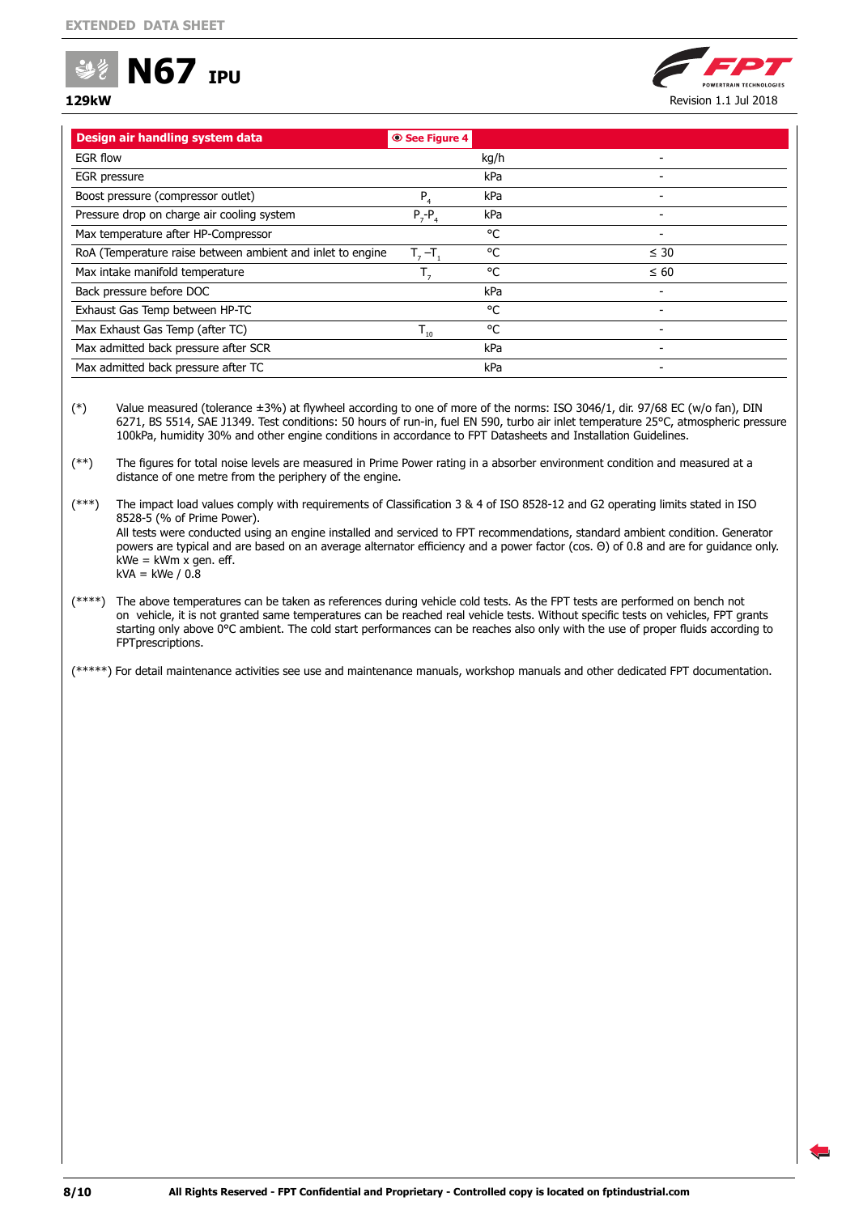| Design air handling system data | See Figure 4 | | |
|---|---|---|---|
| EGR flow | | kg/h | - |
| EGR pressure | | kPa | - |
| Boost pressure (compressor outlet) | $P_4$ | kPa | - |
| Pressure drop on charge air cooling system | $P_7$-$P_4$ | kPa | - |
| Max temperature after HP-Compressor | | °C | - |
| RoA (Temperature raise between ambient and inlet to engine | $T_7$ –$T_1$ | °C | ≤ 30 |
| Max intake manifold temperature | $T_7$ | °C | ≤ 60 |
| Back pressure before DOC | | kPa | - |
| Exhaust Gas Temp between HP-TC | | °C | - |
| Max Exhaust Gas Temp (after TC) | $T_{10}$ | °C | - |
| Max admitted back pressure after SCR | | kPa | - |
| Max admitted back pressure after TC | | kPa | - |

(*) Value measured (tolerance ±3%) at flywheel according to one of more of the norms: ISO 3046/1, dir. 97/68 EC (w/o fan), DIN 6271, BS 5514, SAE J1349. Test conditions: 50 hours of run-in, fuel EN 590, turbo air inlet temperature 25°C, atmospheric pressure 100kPa, humidity 30% and other engine conditions in accordance to FPT Datasheets and Installation Guidelines.

(**) The figures for total noise levels are measured in Prime Power rating in a absorber environment condition and measured at a distance of one metre from the periphery of the engine.

(***) The impact load values comply with requirements of Classification 3 & 4 of ISO 8528-12 and G2 operating limits stated in ISO 8528-5 (% of Prime Power).
All tests were conducted using an engine installed and serviced to FPT recommendations, standard ambient condition. Generator powers are typical and are based on an average alternator efficiency and a power factor (cos. Θ) of 0.8 and are for guidance only.
kWe = kWm x gen. eff.
kVA = kWe / 0.8

(****) The above temperatures can be taken as references during vehicle cold tests. As the FPT tests are performed on bench not on vehicle, it is not granted same temperatures can be reached real vehicle tests. Without specific tests on vehicles, FPT grants starting only above 0°C ambient. The cold start performances can be reaches also only with the use of proper fluids according to FPTprescriptions.

(*****) For detail maintenance activities see use and maintenance manuals, workshop manuals and other dedicated FPT documentation.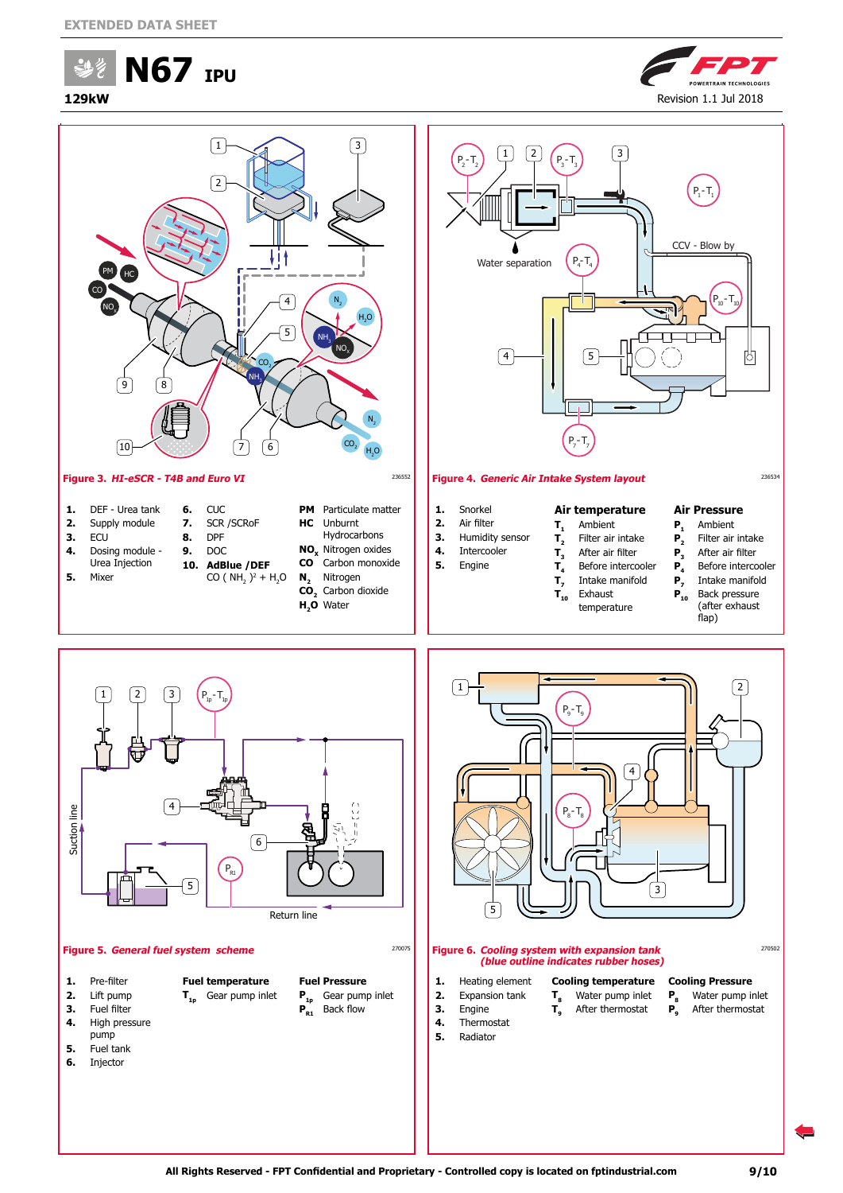EXTENDED DATA SHEET

# N67 IPU

**129kW**

Revision 1.1 Jul 2018

**Figure 3.** ***HI-eSCR - T4B and Euro VI***

1. DEF - Urea tank
2. Supply module
3. ECU
4. Dosing module - Urea Injection
5. Mixer
6. CUC
7. SCR /SCRoF
8. DPF
9. DOC
10. **AdBlue /DEF** $CO(NH_2)^2 + H_2O$

| | |
|---|---|
| **PM** | Particulate matter |
| **HC** | Unburnt Hydrocarbons |
| **$NO_x$** | Nitrogen oxides |
| **CO** | Carbon monoxide |
| **$N_2$** | Nitrogen |
| **$CO_2$** | Carbon dioxide |
| **$H_2O$** | Water |

**Figure 4.** ***Generic Air Intake System layout***

1. Snorkel
2. Air filter
3. Humidity sensor
4. Intercooler
5. Engine

| **Air temperature** | |
|---|---|
| $T_1$ | Ambient |
| $T_2$ | Filter air intake |
| $T_3$ | After air filter |
| $T_4$ | Before intercooler |
| $T_7$ | Intake manifold |
| $T_{10}$ | Exhaust temperature |

| **Air Pressure** | |
|---|---|
| $P_1$ | Ambient |
| $P_2$ | Filter air intake |
| $P_3$ | After air filter |
| $P_4$ | Before intercooler |
| $P_7$ | Intake manifold |
| $P_{10}$ | Back pressure (after exhaust flap) |

**Figure 5.** ***General fuel system scheme***

1. Pre-filter
2. Lift pump
3. Fuel filter
4. High pressure pump
5. Fuel tank
6. Injector

| **Fuel temperature** | |
|---|---|
| $T_{1p}$ | Gear pump inlet |

| **Fuel Pressure** | |
|---|---|
| $P_{1p}$ | Gear pump inlet |
| $P_{R1}$ | Back flow |

**Figure 6.** ***Cooling system with expansion tank (blue outline indicates rubber hoses)***

1. Heating element
2. Expansion tank
3. Engine
4. Thermostat
5. Radiator

| **Cooling temperature** | |
|---|---|
| $T_8$ | Water pump inlet |
| $T_9$ | After thermostat |

| **Cooling Pressure** | |
|---|---|
| $P_8$ | Water pump inlet |
| $P_9$ | After thermostat |

All Rights Reserved - FPT Confidential and Proprietary - Controlled copy is located on fptindustrial.com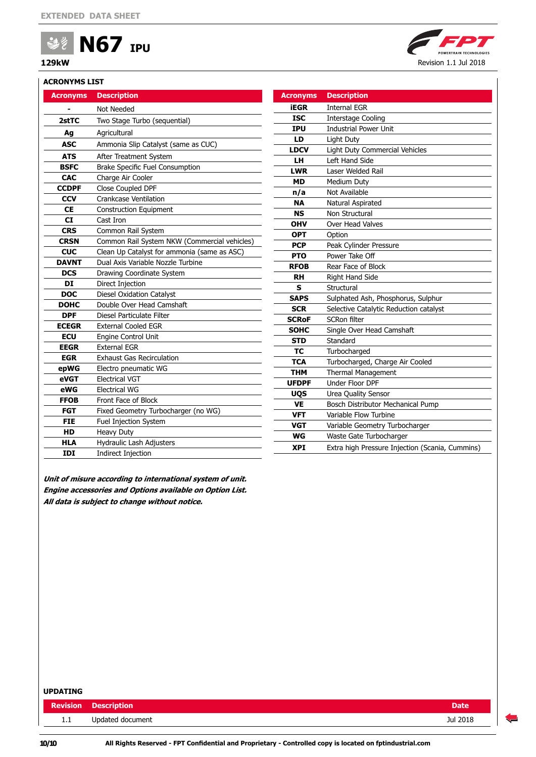EXTENDED DATA SHEET

# N67 IPU

129kW

Revision 1.1 Jul 2018

## ACRONYMS LIST

| Acronyms | Description |
|---|---|
| - | Not Needed |
| 2stTC | Two Stage Turbo (sequential) |
| Ag | Agricultural |
| ASC | Ammonia Slip Catalyst (same as CUC) |
| ATS | After Treatment System |
| BSFC | Brake Specific Fuel Consumption |
| CAC | Charge Air Cooler |
| CCDPF | Close Coupled DPF |
| CCV | Crankcase Ventilation |
| CE | Construction Equipment |
| CI | Cast Iron |
| CRS | Common Rail System |
| CRSN | Common Rail System NKW (Commercial vehicles) |
| CUC | Clean Up Catalyst for ammonia (same as ASC) |
| DAVNT | Dual Axis Variable Nozzle Turbine |
| DCS | Drawing Coordinate System |
| DI | Direct Injection |
| DOC | Diesel Oxidation Catalyst |
| DOHC | Double Over Head Camshaft |
| DPF | Diesel Particulate Filter |
| ECEGR | External Cooled EGR |
| ECU | Engine Control Unit |
| EEGR | External EGR |
| EGR | Exhaust Gas Recirculation |
| epWG | Electro pneumatic WG |
| eVGT | Electrical VGT |
| eWG | Electrical WG |
| FFOB | Front Face of Block |
| FGT | Fixed Geometry Turbocharger (no WG) |
| FIE | Fuel Injection System |
| HD | Heavy Duty |
| HLA | Hydraulic Lash Adjusters |
| IDI | Indirect Injection |
| iEGR | Internal EGR |
| ISC | Interstage Cooling |
| IPU | Industrial Power Unit |
| LD | Light Duty |
| LDCV | Light Duty Commercial Vehicles |
| LH | Left Hand Side |
| LWR | Laser Welded Rail |
| MD | Medium Duty |
| n/a | Not Available |
| NA | Natural Aspirated |
| NS | Non Structural |
| OHV | Over Head Valves |
| OPT | Option |
| PCP | Peak Cylinder Pressure |
| PTO | Power Take Off |
| RFOB | Rear Face of Block |
| RH | Right Hand Side |
| S | Structural |
| SAPS | Sulphated Ash, Phosphorus, Sulphur |
| SCR | Selective Catalytic Reduction catalyst |
| SCRoF | SCRon filter |
| SOHC | Single Over Head Camshaft |
| STD | Standard |
| TC | Turbocharged |
| TCA | Turbocharged, Charge Air Cooled |
| THM | Thermal Management |
| UFDPF | Under Floor DPF |
| UQS | Urea Quality Sensor |
| VE | Bosch Distributor Mechanical Pump |
| VFT | Variable Flow Turbine |
| VGT | Variable Geometry Turbocharger |
| WG | Waste Gate Turbocharger |
| XPI | Extra high Pressure Injection (Scania, Cummins) |

***Unit of misure according to international system of unit.***
***Engine accessories and Options available on Option List.***
***All data is subject to change without notice.***

## UPDATING

| Revision | Description | Date |
|---|---|---|
| 1.1 | Updated document | Jul 2018 |

All Rights Reserved - FPT Confidential and Proprietary - Controlled copy is located on fptindustrial.com